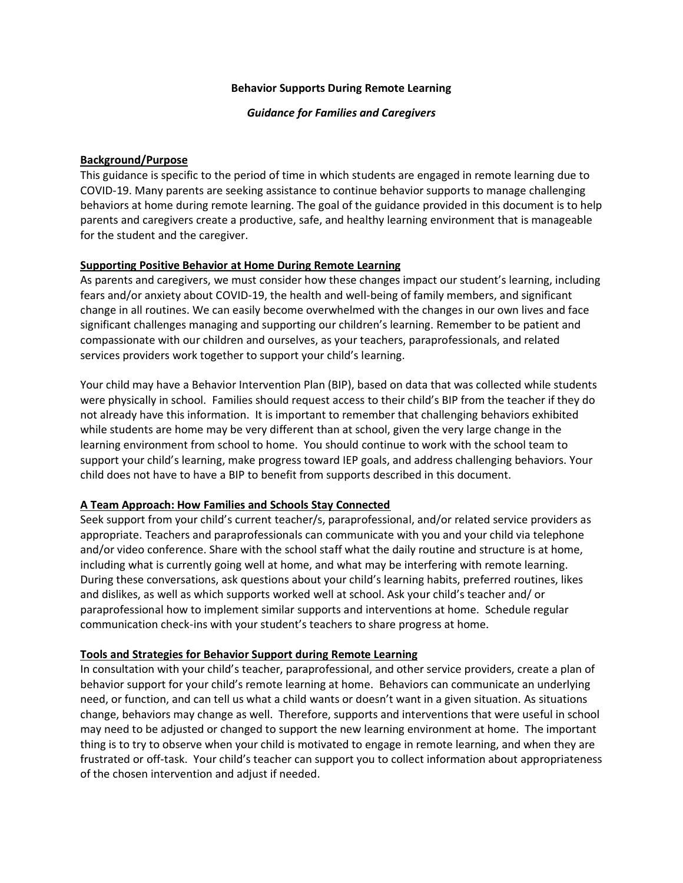# Behavior Supports During Remote Learning

### *Guidance for Families and Caregivers*

## Background/Purpose

This guidance is specific to the period of time in which students are engaged in remote learning due to COVID-19. Many parents are seeking assistance to continue behavior supports to manage challenging behaviors at home during remote learning. The goal of the guidance provided in this document is to help parents and caregivers create a productive, safe, and healthy learning environment that is manageable for the student and the caregiver.

## Supporting Positive Behavior at Home During Remote Learning

As parents and caregivers, we must consider how these changes impact our student's learning, including fears and/or anxiety about COVID-19, the health and well-being of family members, and significant change in all routines. We can easily become overwhelmed with the changes in our own lives and face significant challenges managing and supporting our children's learning. Remember to be patient and compassionate with our children and ourselves, as your teachers, paraprofessionals, and related services providers work together to support your child's learning.

Your child may have a Behavior Intervention Plan (BIP), based on data that was collected while students were physically in school. Families should request access to their child's BIP from the teacher if they do not already have this information. It is important to remember that challenging behaviors exhibited while students are home may be very different than at school, given the very large change in the learning environment from school to home. You should continue to work with the school team to support your child's learning, make progress toward IEP goals, and address challenging behaviors. Your child does not have to have a BIP to benefit from supports described in this document.

## A Team Approach: How Families and Schools Stay Connected

Seek support from your child's current teacher/s, paraprofessional, and/or related service providers as appropriate. Teachers and paraprofessionals can communicate with you and your child via telephone and/or video conference. Share with the school staff what the daily routine and structure is at home, including what is currently going well at home, and what may be interfering with remote learning. During these conversations, ask questions about your child's learning habits, preferred routines, likes and dislikes, as well as which supports worked well at school. Ask your child's teacher and/ or paraprofessional how to implement similar supports and interventions at home. Schedule regular communication check-ins with your student's teachers to share progress at home.

## Tools and Strategies for Behavior Support during Remote Learning

In consultation with your child's teacher, paraprofessional, and other service providers, create a plan of behavior support for your child's remote learning at home. Behaviors can communicate an underlying need, or function, and can tell us what a child wants or doesn't want in a given situation. As situations change, behaviors may change as well. Therefore, supports and interventions that were useful in school may need to be adjusted or changed to support the new learning environment at home. The important thing is to try to observe when your child is motivated to engage in remote learning, and when they are frustrated or off-task. Your child's teacher can support you to collect information about appropriateness of the chosen intervention and adjust if needed.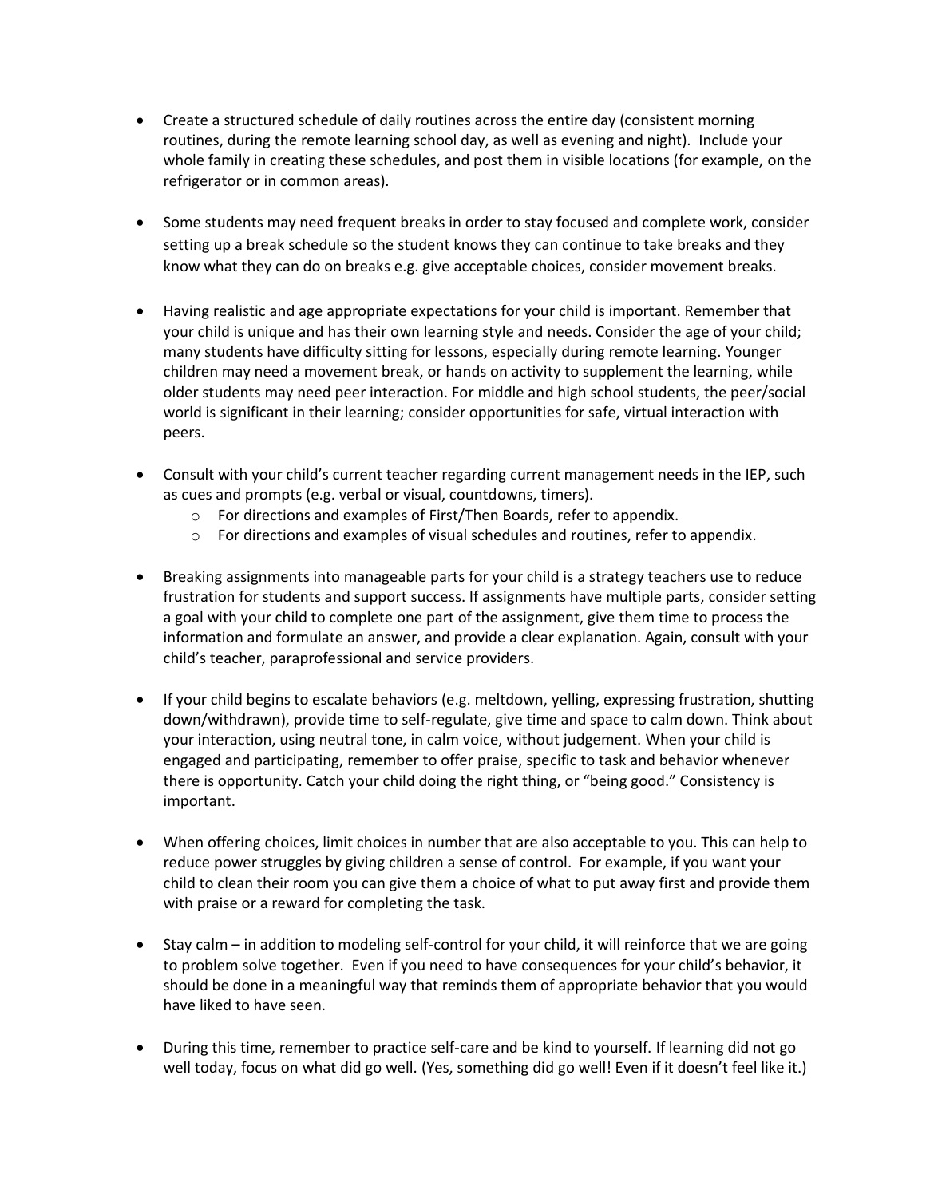- Create a structured schedule of daily routines across the entire day (consistent morning routines, during the remote learning school day, as well as evening and night). Include your whole family in creating these schedules, and post them in visible locations (for example, on the refrigerator or in common areas).

- Some students may need frequent breaks in order to stay focused and complete work, consider setting up a break schedule so the student knows they can continue to take breaks and they know what they can do on breaks e.g. give acceptable choices, consider movement breaks.

- Having realistic and age appropriate expectations for your child is important. Remember that your child is unique and has their own learning style and needs. Consider the age of your child; many students have difficulty sitting for lessons, especially during remote learning. Younger children may need a movement break, or hands on activity to supplement the learning, while older students may need peer interaction. For middle and high school students, the peer/social world is significant in their learning; consider opportunities for safe, virtual interaction with peers.

- Consult with your child's current teacher regarding current management needs in the IEP, such as cues and prompts (e.g. verbal or visual, countdowns, timers).
  - For directions and examples of First/Then Boards, refer to appendix.
  - For directions and examples of visual schedules and routines, refer to appendix.

- Breaking assignments into manageable parts for your child is a strategy teachers use to reduce frustration for students and support success. If assignments have multiple parts, consider setting a goal with your child to complete one part of the assignment, give them time to process the information and formulate an answer, and provide a clear explanation. Again, consult with your child's teacher, paraprofessional and service providers.

- If your child begins to escalate behaviors (e.g. meltdown, yelling, expressing frustration, shutting down/withdrawn), provide time to self-regulate, give time and space to calm down. Think about your interaction, using neutral tone, in calm voice, without judgement. When your child is engaged and participating, remember to offer praise, specific to task and behavior whenever there is opportunity. Catch your child doing the right thing, or "being good." Consistency is important.

- When offering choices, limit choices in number that are also acceptable to you. This can help to reduce power struggles by giving children a sense of control. For example, if you want your child to clean their room you can give them a choice of what to put away first and provide them with praise or a reward for completing the task.

- Stay calm – in addition to modeling self-control for your child, it will reinforce that we are going to problem solve together. Even if you need to have consequences for your child's behavior, it should be done in a meaningful way that reminds them of appropriate behavior that you would have liked to have seen.

- During this time, remember to practice self-care and be kind to yourself. If learning did not go well today, focus on what did go well. (Yes, something did go well! Even if it doesn't feel like it.)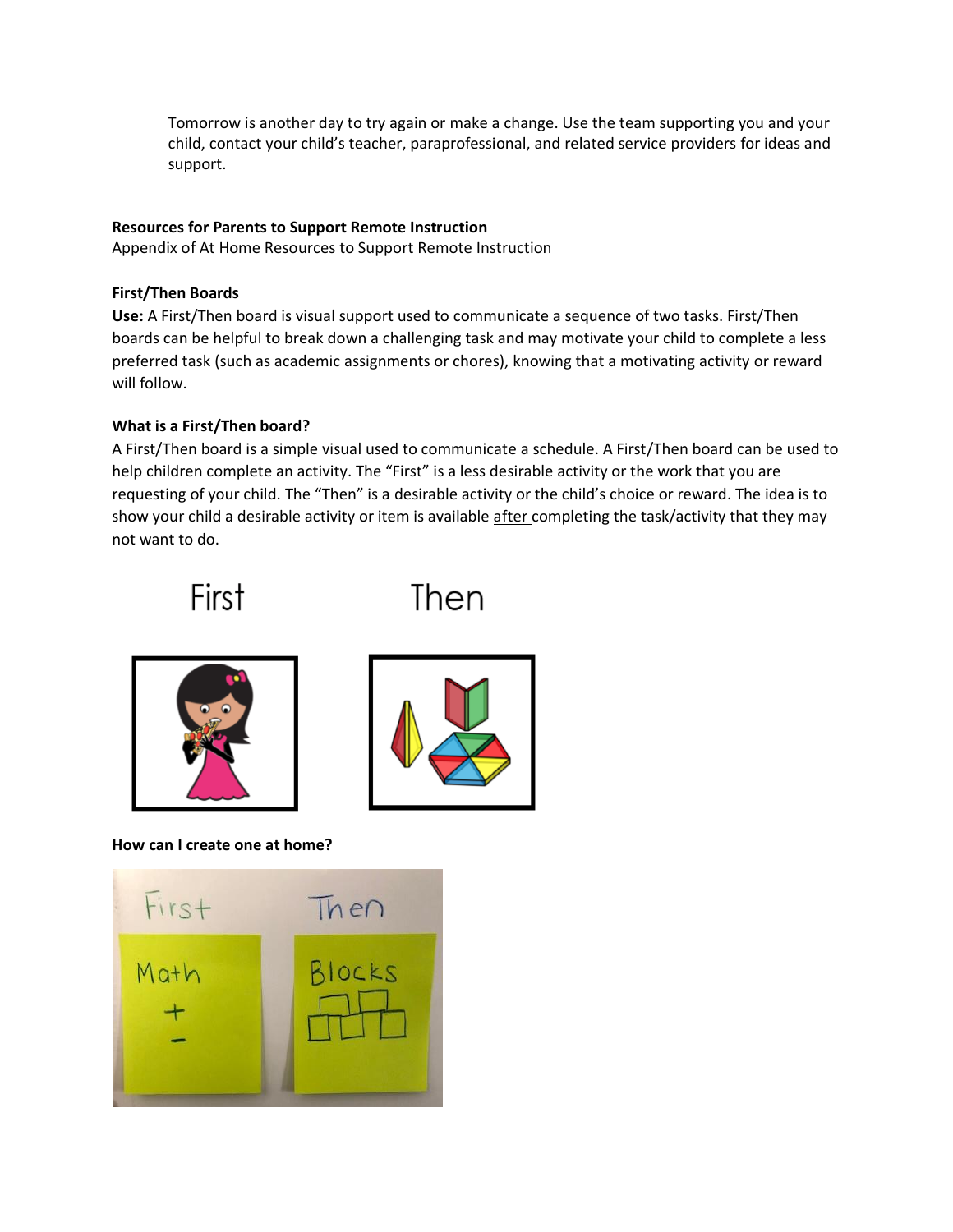Tomorrow is another day to try again or make a change. Use the team supporting you and your child, contact your child's teacher, paraprofessional, and related service providers for ideas and support.

**Resources for Parents to Support Remote Instruction**
Appendix of At Home Resources to Support Remote Instruction

**First/Then Boards**

**Use:** A First/Then board is visual support used to communicate a sequence of two tasks. First/Then boards can be helpful to break down a challenging task and may motivate your child to complete a less preferred task (such as academic assignments or chores), knowing that a motivating activity or reward will follow.

**What is a First/Then board?**

A First/Then board is a simple visual used to communicate a schedule. A First/Then board can be used to help children complete an activity. The "First" is a less desirable activity or the work that you are requesting of your child. The "Then" is a desirable activity or the child's choice or reward. The idea is to show your child a desirable activity or item is available after completing the task/activity that they may not want to do.

First

Then

**How can I create one at home?**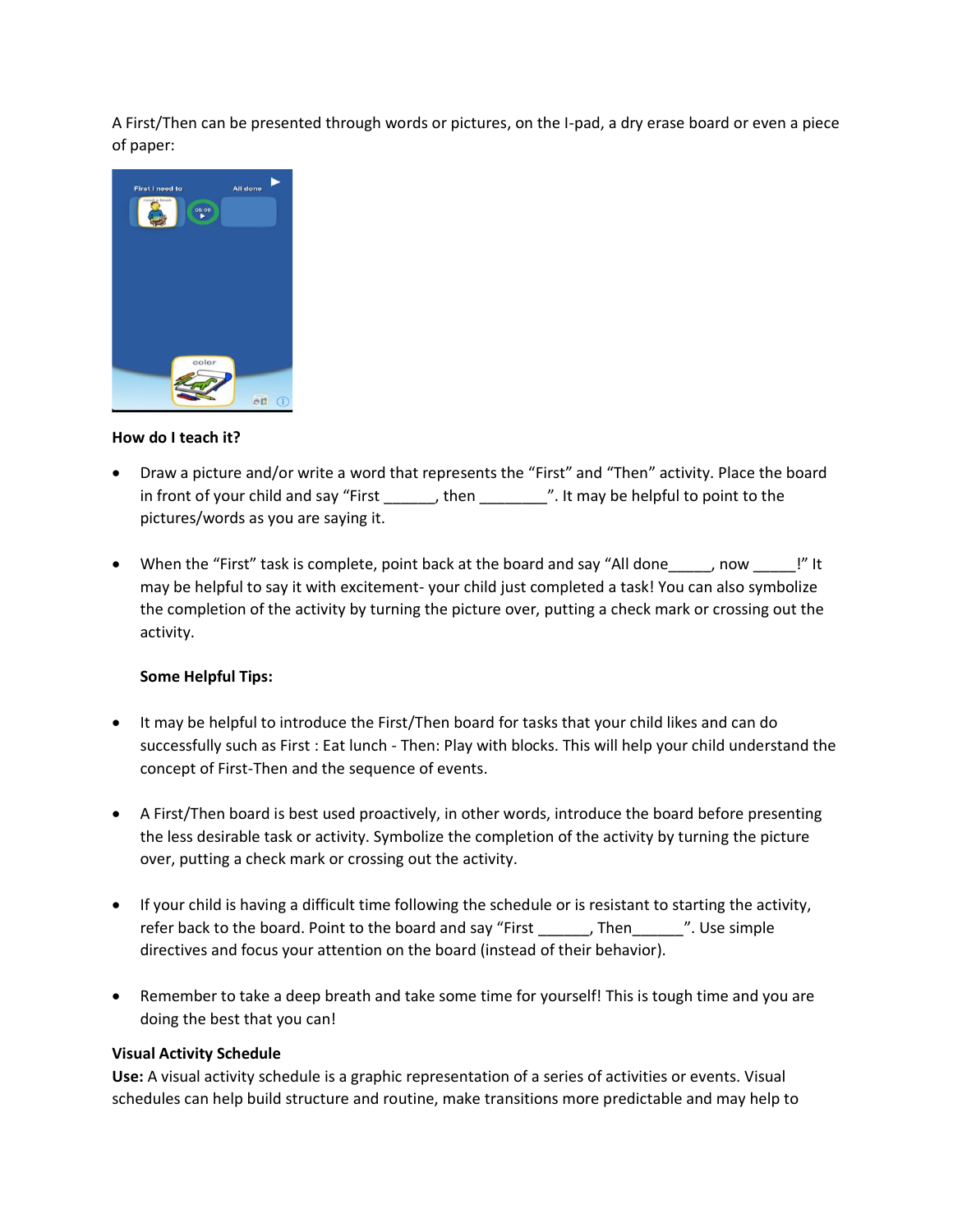A First/Then can be presented through words or pictures, on the I-pad, a dry erase board or even a piece of paper:

**How do I teach it?**

- Draw a picture and/or write a word that represents the "First" and "Then" activity. Place the board in front of your child and say "First ______, then ________". It may be helpful to point to the pictures/words as you are saying it.

- When the "First" task is complete, point back at the board and say "All done_____, now _____!" It may be helpful to say it with excitement- your child just completed a task! You can also symbolize the completion of the activity by turning the picture over, putting a check mark or crossing out the activity.

  **Some Helpful Tips:**

- It may be helpful to introduce the First/Then board for tasks that your child likes and can do successfully such as First : Eat lunch - Then: Play with blocks. This will help your child understand the concept of First-Then and the sequence of events.

- A First/Then board is best used proactively, in other words, introduce the board before presenting the less desirable task or activity. Symbolize the completion of the activity by turning the picture over, putting a check mark or crossing out the activity.

- If your child is having a difficult time following the schedule or is resistant to starting the activity, refer back to the board. Point to the board and say "First ______, Then______". Use simple directives and focus your attention on the board (instead of their behavior).

- Remember to take a deep breath and take some time for yourself! This is tough time and you are doing the best that you can!

**Visual Activity Schedule**

**Use:** A visual activity schedule is a graphic representation of a series of activities or events. Visual schedules can help build structure and routine, make transitions more predictable and may help to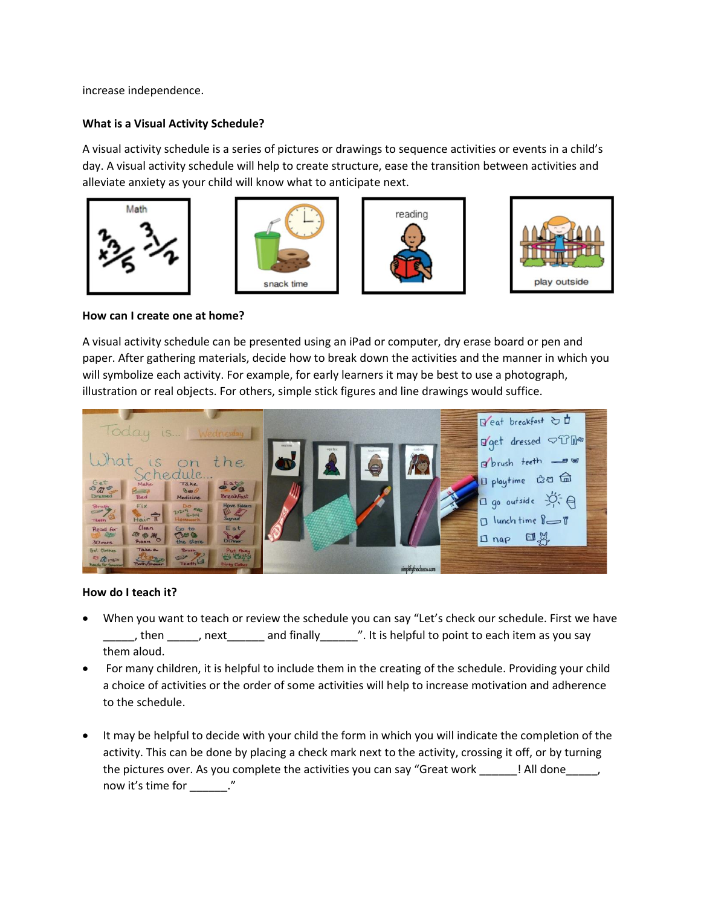increase independence.

**What is a Visual Activity Schedule?**

A visual activity schedule is a series of pictures or drawings to sequence activities or events in a child's day. A visual activity schedule will help to create structure, ease the transition between activities and alleviate anxiety as your child will know what to anticipate next.

**How can I create one at home?**

A visual activity schedule can be presented using an iPad or computer, dry erase board or pen and paper. After gathering materials, decide how to break down the activities and the manner in which you will symbolize each activity. For example, for early learners it may be best to use a photograph, illustration or real objects. For others, simple stick figures and line drawings would suffice.

**How do I teach it?**

- When you want to teach or review the schedule you can say "Let's check our schedule. First we have _____, then _____, next______ and finally______". It is helpful to point to each item as you say them aloud.
- For many children, it is helpful to include them in the creating of the schedule. Providing your child a choice of activities or the order of some activities will help to increase motivation and adherence to the schedule.
- It may be helpful to decide with your child the form in which you will indicate the completion of the activity. This can be done by placing a check mark next to the activity, crossing it off, or by turning the pictures over. As you complete the activities you can say "Great work ______! All done_____, now it's time for ______."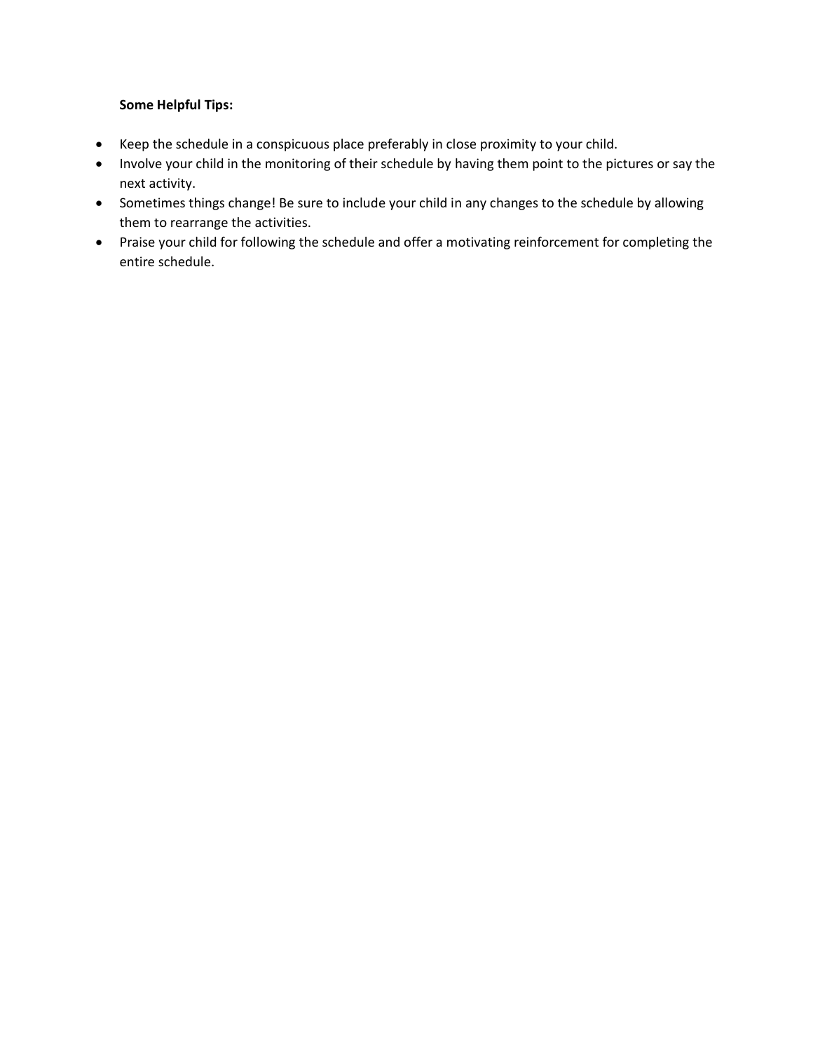**Some Helpful Tips:**

- Keep the schedule in a conspicuous place preferably in close proximity to your child.
- Involve your child in the monitoring of their schedule by having them point to the pictures or say the next activity.
- Sometimes things change! Be sure to include your child in any changes to the schedule by allowing them to rearrange the activities.
- Praise your child for following the schedule and offer a motivating reinforcement for completing the entire schedule.